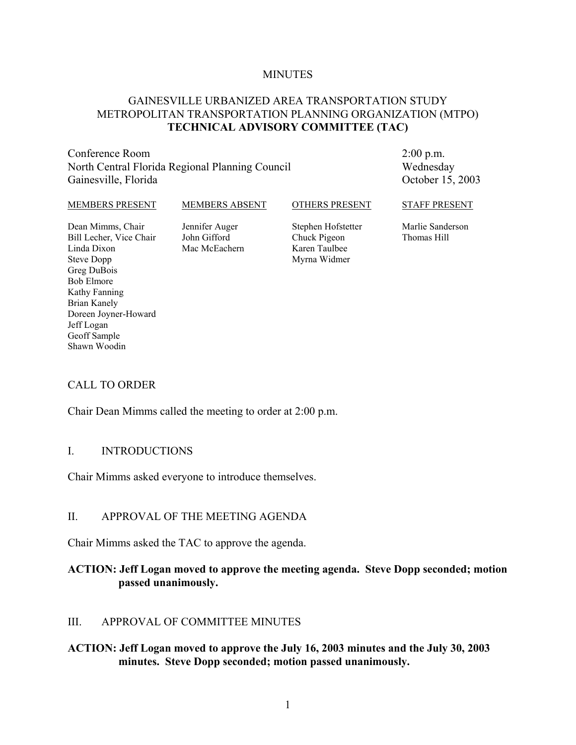MINUTES

# GAINESVILLE URBANIZED AREA TRANSPORTATION STUDY
# METROPOLITAN TRANSPORTATION PLANNING ORGANIZATION (MTPO)
# TECHNICAL ADVISORY COMMITTEE (TAC)

Conference Room
North Central Florida Regional Planning Council
Gainesville, Florida

2:00 p.m.
Wednesday
October 15, 2003

| MEMBERS PRESENT | MEMBERS ABSENT | OTHERS PRESENT | STAFF PRESENT |
|---|---|---|---|
| Dean Mimms, Chair | Jennifer Auger | Stephen Hofstetter | Marlie Sanderson |
| Bill Lecher, Vice Chair | John Gifford | Chuck Pigeon | Thomas Hill |
| Linda Dixon | Mac McEachern | Karen Taulbee | |
| Steve Dopp | | Myrna Widmer | |
| Greg DuBois | | | |
| Bob Elmore | | | |
| Kathy Fanning | | | |
| Brian Kanely | | | |
| Doreen Joyner-Howard | | | |
| Jeff Logan | | | |
| Geoff Sample | | | |
| Shawn Woodin | | | |

## CALL TO ORDER

Chair Dean Mimms called the meeting to order at 2:00 p.m.

## I. INTRODUCTIONS

Chair Mimms asked everyone to introduce themselves.

## II. APPROVAL OF THE MEETING AGENDA

Chair Mimms asked the TAC to approve the agenda.

**ACTION: Jeff Logan moved to approve the meeting agenda. Steve Dopp seconded; motion passed unanimously.**

## III. APPROVAL OF COMMITTEE MINUTES

**ACTION: Jeff Logan moved to approve the July 16, 2003 minutes and the July 30, 2003 minutes. Steve Dopp seconded; motion passed unanimously.**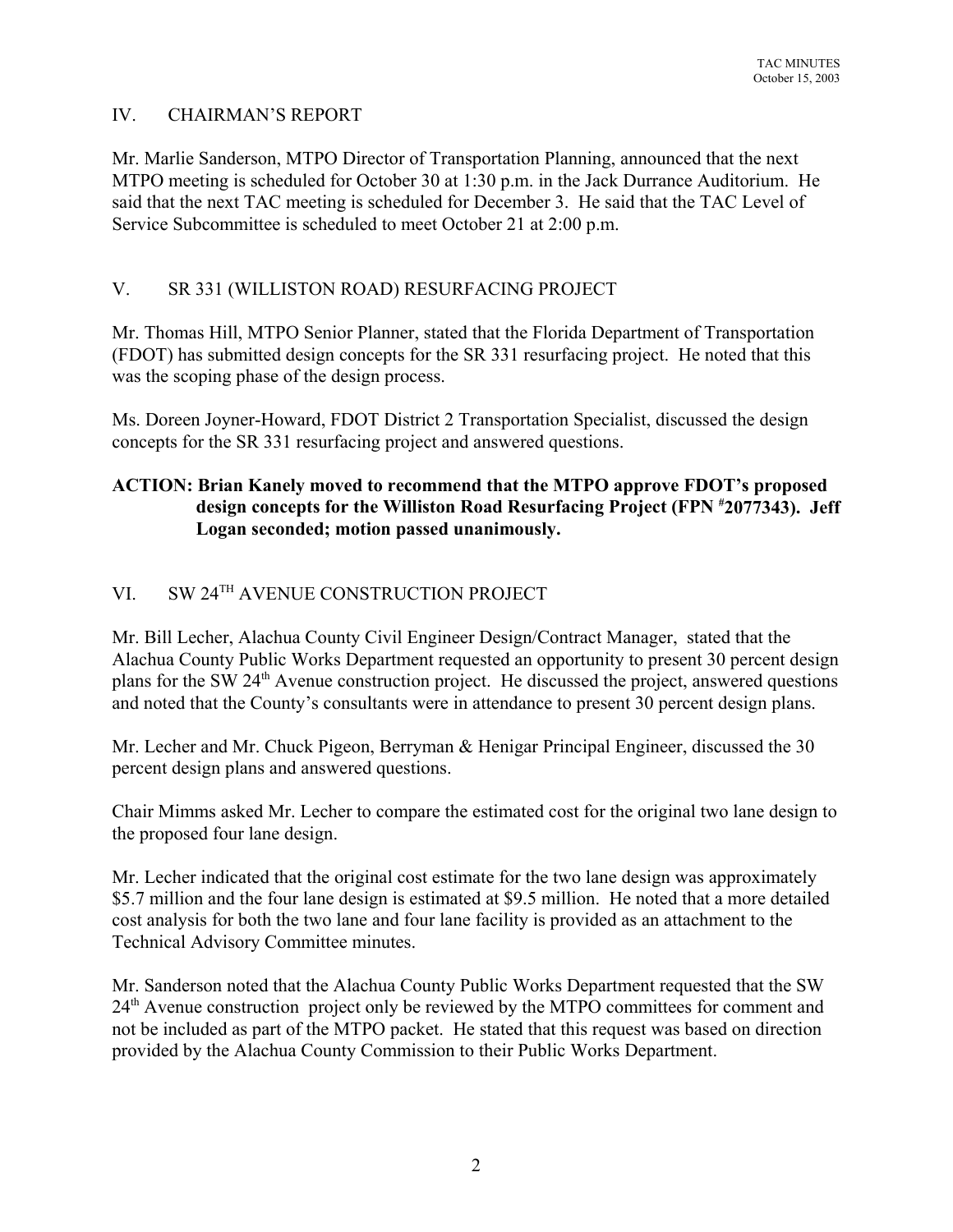## IV. CHAIRMAN'S REPORT

Mr. Marlie Sanderson, MTPO Director of Transportation Planning, announced that the next MTPO meeting is scheduled for October 30 at 1:30 p.m. in the Jack Durrance Auditorium. He said that the next TAC meeting is scheduled for December 3. He said that the TAC Level of Service Subcommittee is scheduled to meet October 21 at 2:00 p.m.

## V. SR 331 (WILLISTON ROAD) RESURFACING PROJECT

Mr. Thomas Hill, MTPO Senior Planner, stated that the Florida Department of Transportation (FDOT) has submitted design concepts for the SR 331 resurfacing project. He noted that this was the scoping phase of the design process.

Ms. Doreen Joyner-Howard, FDOT District 2 Transportation Specialist, discussed the design concepts for the SR 331 resurfacing project and answered questions.

**ACTION: Brian Kanely moved to recommend that the MTPO approve FDOT's proposed design concepts for the Williston Road Resurfacing Project (FPN #2077343). Jeff Logan seconded; motion passed unanimously.**

## VI. SW 24TH AVENUE CONSTRUCTION PROJECT

Mr. Bill Lecher, Alachua County Civil Engineer Design/Contract Manager, stated that the Alachua County Public Works Department requested an opportunity to present 30 percent design plans for the SW 24th Avenue construction project. He discussed the project, answered questions and noted that the County's consultants were in attendance to present 30 percent design plans.

Mr. Lecher and Mr. Chuck Pigeon, Berryman & Henigar Principal Engineer, discussed the 30 percent design plans and answered questions.

Chair Mimms asked Mr. Lecher to compare the estimated cost for the original two lane design to the proposed four lane design.

Mr. Lecher indicated that the original cost estimate for the two lane design was approximately $5.7 million and the four lane design is estimated at $9.5 million. He noted that a more detailed cost analysis for both the two lane and four lane facility is provided as an attachment to the Technical Advisory Committee minutes.

Mr. Sanderson noted that the Alachua County Public Works Department requested that the SW 24th Avenue construction project only be reviewed by the MTPO committees for comment and not be included as part of the MTPO packet. He stated that this request was based on direction provided by the Alachua County Commission to their Public Works Department.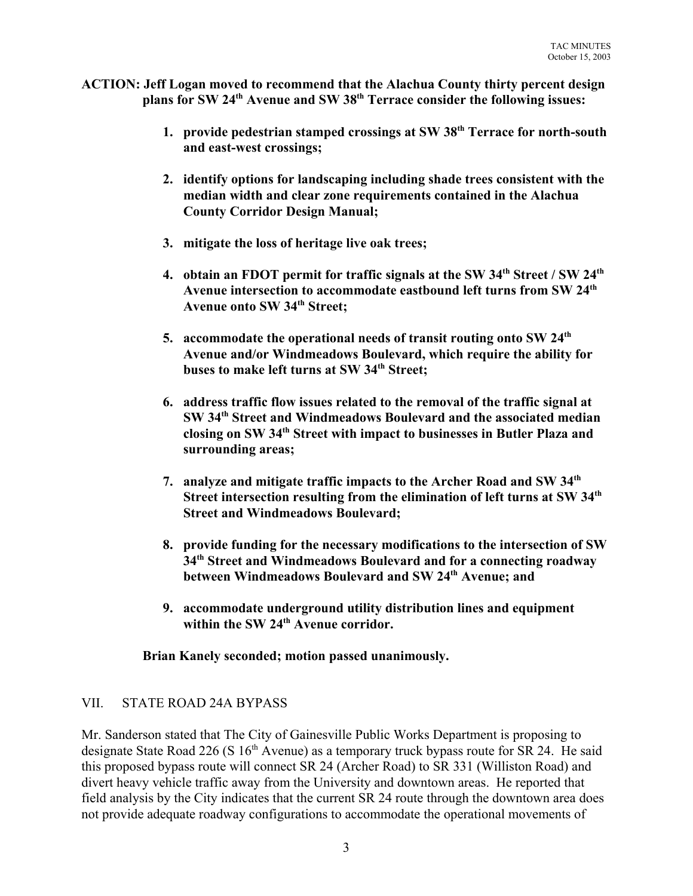**ACTION: Jeff Logan moved to recommend that the Alachua County thirty percent design plans for SW 24th Avenue and SW 38th Terrace consider the following issues:**

1. **provide pedestrian stamped crossings at SW 38th Terrace for north-south and east-west crossings;**

2. **identify options for landscaping including shade trees consistent with the median width and clear zone requirements contained in the Alachua County Corridor Design Manual;**

3. **mitigate the loss of heritage live oak trees;**

4. **obtain an FDOT permit for traffic signals at the SW 34th Street / SW 24th Avenue intersection to accommodate eastbound left turns from SW 24th Avenue onto SW 34th Street;**

5. **accommodate the operational needs of transit routing onto SW 24th Avenue and/or Windmeadows Boulevard, which require the ability for buses to make left turns at SW 34th Street;**

6. **address traffic flow issues related to the removal of the traffic signal at SW 34th Street and Windmeadows Boulevard and the associated median closing on SW 34th Street with impact to businesses in Butler Plaza and surrounding areas;**

7. **analyze and mitigate traffic impacts to the Archer Road and SW 34th Street intersection resulting from the elimination of left turns at SW 34th Street and Windmeadows Boulevard;**

8. **provide funding for the necessary modifications to the intersection of SW 34th Street and Windmeadows Boulevard and for a connecting roadway between Windmeadows Boulevard and SW 24th Avenue; and**

9. **accommodate underground utility distribution lines and equipment within the SW 24th Avenue corridor.**

**Brian Kanely seconded; motion passed unanimously.**

## VII. STATE ROAD 24A BYPASS

Mr. Sanderson stated that The City of Gainesville Public Works Department is proposing to designate State Road 226 (S 16th Avenue) as a temporary truck bypass route for SR 24. He said this proposed bypass route will connect SR 24 (Archer Road) to SR 331 (Williston Road) and divert heavy vehicle traffic away from the University and downtown areas. He reported that field analysis by the City indicates that the current SR 24 route through the downtown area does not provide adequate roadway configurations to accommodate the operational movements of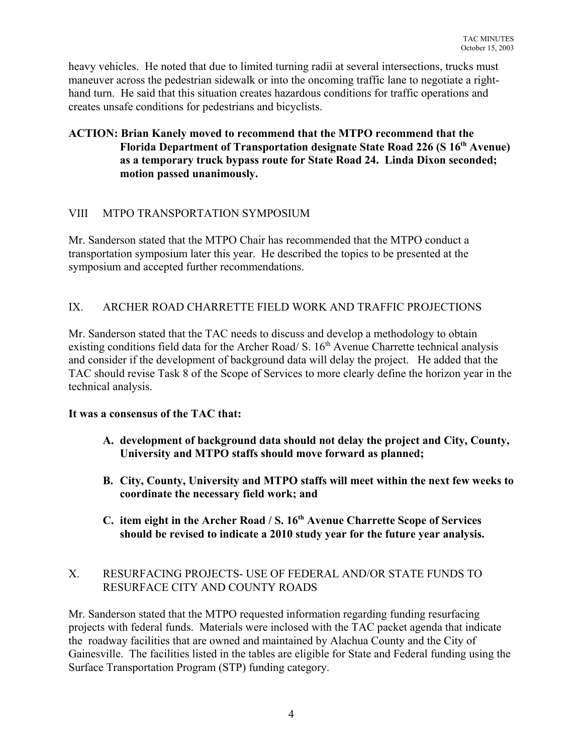heavy vehicles. He noted that due to limited turning radii at several intersections, trucks must maneuver across the pedestrian sidewalk or into the oncoming traffic lane to negotiate a right-hand turn. He said that this situation creates hazardous conditions for traffic operations and creates unsafe conditions for pedestrians and bicyclists.

**ACTION: Brian Kanely moved to recommend that the MTPO recommend that the Florida Department of Transportation designate State Road 226 (S 16th Avenue) as a temporary truck bypass route for State Road 24. Linda Dixon seconded; motion passed unanimously.**

## VIII MTPO TRANSPORTATION SYMPOSIUM

Mr. Sanderson stated that the MTPO Chair has recommended that the MTPO conduct a transportation symposium later this year. He described the topics to be presented at the symposium and accepted further recommendations.

## IX. ARCHER ROAD CHARRETTE FIELD WORK AND TRAFFIC PROJECTIONS

Mr. Sanderson stated that the TAC needs to discuss and develop a methodology to obtain existing conditions field data for the Archer Road/ S. 16th Avenue Charrette technical analysis and consider if the development of background data will delay the project. He added that the TAC should revise Task 8 of the Scope of Services to more clearly define the horizon year in the technical analysis.

**It was a consensus of the TAC that:**

- **A. development of background data should not delay the project and City, County, University and MTPO staffs should move forward as planned;**
- **B. City, County, University and MTPO staffs will meet within the next few weeks to coordinate the necessary field work; and**
- **C. item eight in the Archer Road / S. 16th Avenue Charrette Scope of Services should be revised to indicate a 2010 study year for the future year analysis.**

## X. RESURFACING PROJECTS- USE OF FEDERAL AND/OR STATE FUNDS TO RESURFACE CITY AND COUNTY ROADS

Mr. Sanderson stated that the MTPO requested information regarding funding resurfacing projects with federal funds. Materials were inclosed with the TAC packet agenda that indicate the roadway facilities that are owned and maintained by Alachua County and the City of Gainesville. The facilities listed in the tables are eligible for State and Federal funding using the Surface Transportation Program (STP) funding category.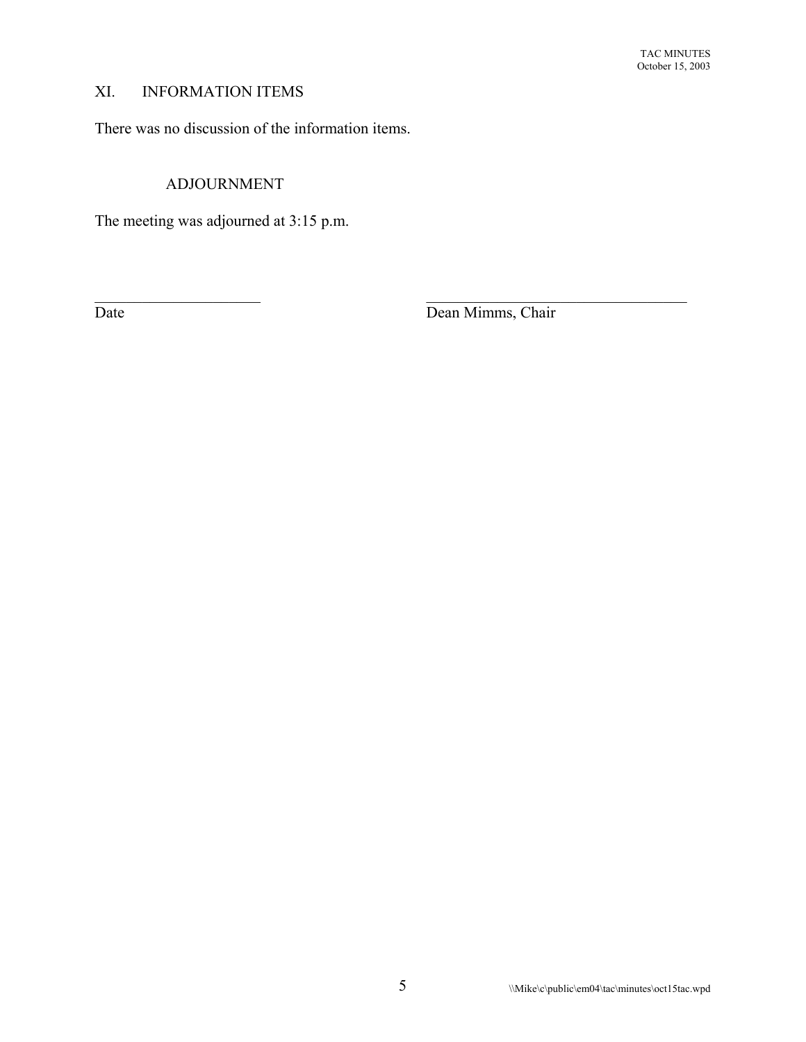## XI. INFORMATION ITEMS

There was no discussion of the information items.

## ADJOURNMENT

The meeting was adjourned at 3:15 p.m.

\_\_\_\_\_\_\_\_\_\_\_\_\_\_\_\_\_\_\_\_\_\_ \_\_\_\_\_\_\_\_\_\_\_\_\_\_\_\_\_\_\_\_\_\_\_\_\_\_\_\_\_\_\_\_\_\_\_

Date Dean Mimms, Chair